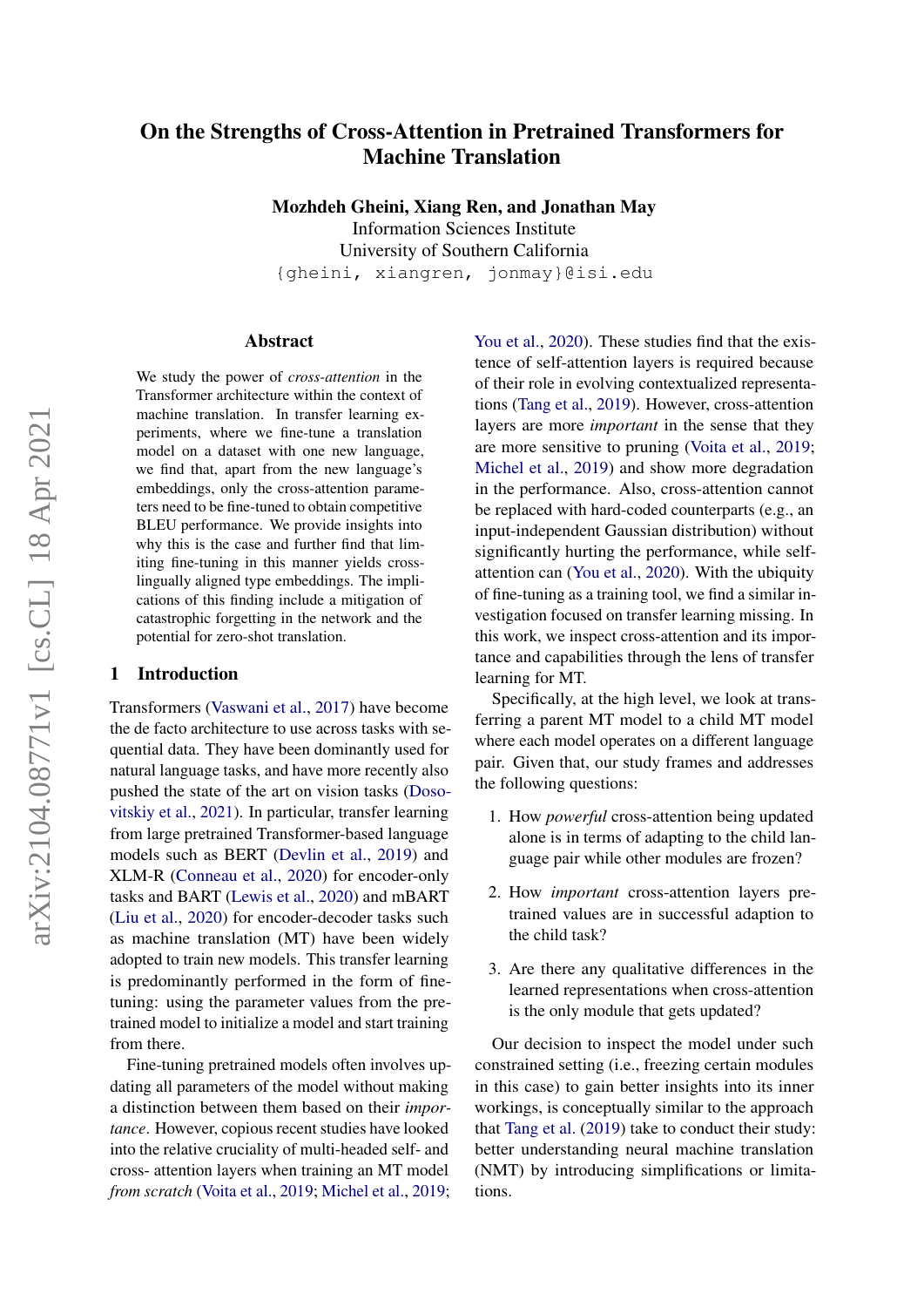# On the Strengths of Cross-Attention in Pretrained Transformers for Machine Translation

**Mozhdeh Gheini, Xiang Ren, and Jonathan May**

Information Sciences Institute
University of Southern California
{gheini, xiangren, jonmay}@isi.edu

## Abstract

We study the power of *cross-attention* in the Transformer architecture within the context of machine translation. In transfer learning experiments, where we fine-tune a translation model on a dataset with one new language, we find that, apart from the new language's embeddings, only the cross-attention parameters need to be fine-tuned to obtain competitive BLEU performance. We provide insights into why this is the case and further find that limiting fine-tuning in this manner yields cross-lingually aligned type embeddings. The implications of this finding include a mitigation of catastrophic forgetting in the network and the potential for zero-shot translation.

## 1 Introduction

Transformers (Vaswani et al., 2017) have become the de facto architecture to use across tasks with sequential data. They have been dominantly used for natural language tasks, and have more recently also pushed the state of the art on vision tasks (Dosovitskiy et al., 2021). In particular, transfer learning from large pretrained Transformer-based language models such as BERT (Devlin et al., 2019) and XLM-R (Conneau et al., 2020) for encoder-only tasks and BART (Lewis et al., 2020) and mBART (Liu et al., 2020) for encoder-decoder tasks such as machine translation (MT) have been widely adopted to train new models. This transfer learning is predominantly performed in the form of fine-tuning: using the parameter values from the pretrained model to initialize a model and start training from there.

Fine-tuning pretrained models often involves updating all parameters of the model without making a distinction between them based on their *importance*. However, copious recent studies have looked into the relative cruciality of multi-headed self- and cross- attention layers when training an MT model *from scratch* (Voita et al., 2019; Michel et al., 2019; You et al., 2020). These studies find that the existence of self-attention layers is required because of their role in evolving contextualized representations (Tang et al., 2019). However, cross-attention layers are more *important* in the sense that they are more sensitive to pruning (Voita et al., 2019; Michel et al., 2019) and show more degradation in the performance. Also, cross-attention cannot be replaced with hard-coded counterparts (e.g., an input-independent Gaussian distribution) without significantly hurting the performance, while self-attention can (You et al., 2020). With the ubiquity of fine-tuning as a training tool, we find a similar investigation focused on transfer learning missing. In this work, we inspect cross-attention and its importance and capabilities through the lens of transfer learning for MT.

Specifically, at the high level, we look at transferring a parent MT model to a child MT model where each model operates on a different language pair. Given that, our study frames and addresses the following questions:

1. How *powerful* cross-attention being updated alone is in terms of adapting to the child language pair while other modules are frozen?
2. How *important* cross-attention layers pretrained values are in successful adaption to the child task?
3. Are there any qualitative differences in the learned representations when cross-attention is the only module that gets updated?

Our decision to inspect the model under such constrained setting (i.e., freezing certain modules in this case) to gain better insights into its inner workings, is conceptually similar to the approach that Tang et al. (2019) take to conduct their study: better understanding neural machine translation (NMT) by introducing simplifications or limitations.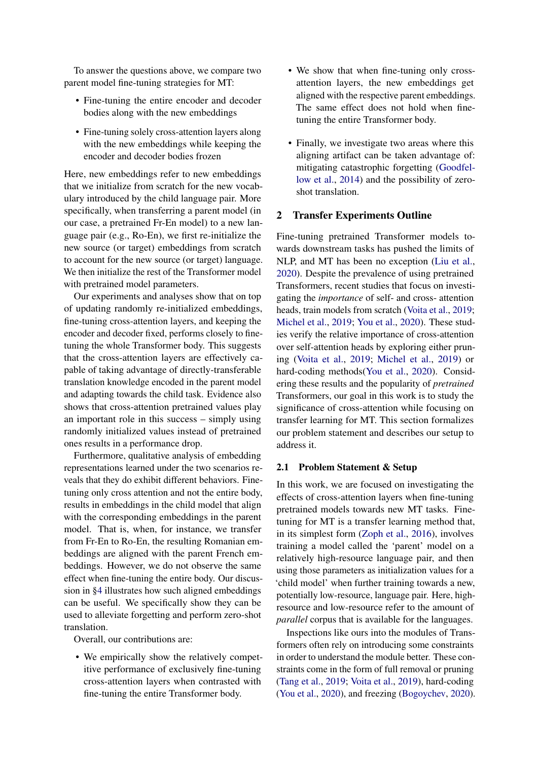To answer the questions above, we compare two parent model fine-tuning strategies for MT:

- Fine-tuning the entire encoder and decoder bodies along with the new embeddings
- Fine-tuning solely cross-attention layers along with the new embeddings while keeping the encoder and decoder bodies frozen

Here, new embeddings refer to new embeddings that we initialize from scratch for the new vocabulary introduced by the child language pair. More specifically, when transferring a parent model (in our case, a pretrained Fr-En model) to a new language pair (e.g., Ro-En), we first re-initialize the new source (or target) embeddings from scratch to account for the new source (or target) language. We then initialize the rest of the Transformer model with pretrained model parameters.

Our experiments and analyses show that on top of updating randomly re-initialized embeddings, fine-tuning cross-attention layers, and keeping the encoder and decoder fixed, performs closely to fine-tuning the whole Transformer body. This suggests that the cross-attention layers are effectively capable of taking advantage of directly-transferable translation knowledge encoded in the parent model and adapting towards the child task. Evidence also shows that cross-attention pretrained values play an important role in this success – simply using randomly initialized values instead of pretrained ones results in a performance drop.

Furthermore, qualitative analysis of embedding representations learned under the two scenarios reveals that they do exhibit different behaviors. Fine-tuning only cross attention and not the entire body, results in embeddings in the child model that align with the corresponding embeddings in the parent model. That is, when, for instance, we transfer from Fr-En to Ro-En, the resulting Romanian embeddings are aligned with the parent French embeddings. However, we do not observe the same effect when fine-tuning the entire body. Our discussion in §4 illustrates how such aligned embeddings can be useful. We specifically show they can be used to alleviate forgetting and perform zero-shot translation.

Overall, our contributions are:

- We empirically show the relatively competitive performance of exclusively fine-tuning cross-attention layers when contrasted with fine-tuning the entire Transformer body.
- We show that when fine-tuning only cross-attention layers, the new embeddings get aligned with the respective parent embeddings. The same effect does not hold when fine-tuning the entire Transformer body.
- Finally, we investigate two areas where this aligning artifact can be taken advantage of: mitigating catastrophic forgetting (Goodfellow et al., 2014) and the possibility of zero-shot translation.

## 2 Transfer Experiments Outline

Fine-tuning pretrained Transformer models towards downstream tasks has pushed the limits of NLP, and MT has been no exception (Liu et al., 2020). Despite the prevalence of using pretrained Transformers, recent studies that focus on investigating the *importance* of self- and cross- attention heads, train models from scratch (Voita et al., 2019; Michel et al., 2019; You et al., 2020). These studies verify the relative importance of cross-attention over self-attention heads by exploring either pruning (Voita et al., 2019; Michel et al., 2019) or hard-coding methods(You et al., 2020). Considering these results and the popularity of *pretrained* Transformers, our goal in this work is to study the significance of cross-attention while focusing on transfer learning for MT. This section formalizes our problem statement and describes our setup to address it.

### 2.1 Problem Statement & Setup

In this work, we are focused on investigating the effects of cross-attention layers when fine-tuning pretrained models towards new MT tasks. Fine-tuning for MT is a transfer learning method that, in its simplest form (Zoph et al., 2016), involves training a model called the 'parent' model on a relatively high-resource language pair, and then using those parameters as initialization values for a 'child model' when further training towards a new, potentially low-resource, language pair. Here, high-resource and low-resource refer to the amount of *parallel* corpus that is available for the languages.

Inspections like ours into the modules of Transformers often rely on introducing some constraints in order to understand the module better. These constraints come in the form of full removal or pruning (Tang et al., 2019; Voita et al., 2019), hard-coding (You et al., 2020), and freezing (Bogoychev, 2020).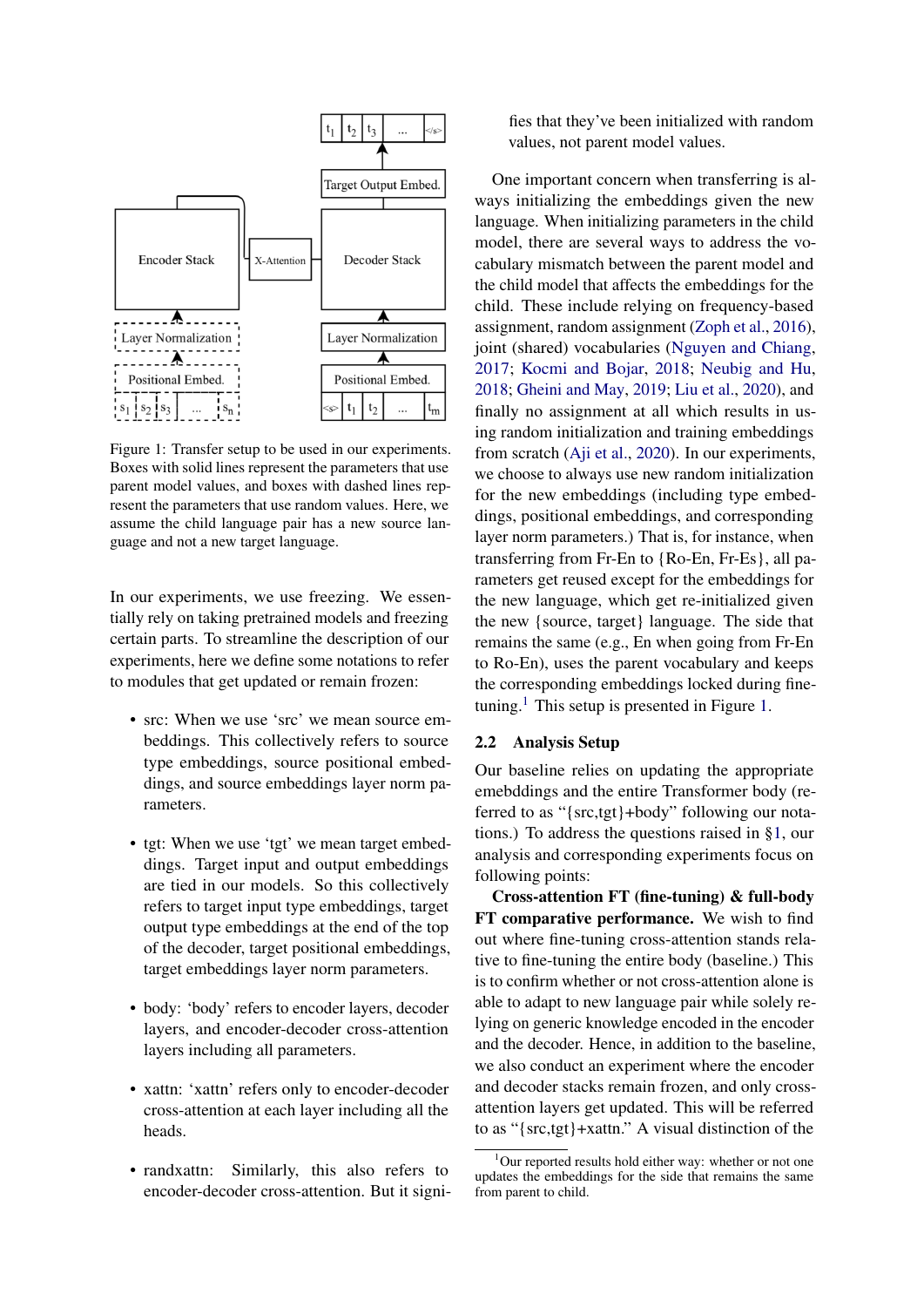Figure 1: Transfer setup to be used in our experiments. Boxes with solid lines represent the parameters that use parent model values, and boxes with dashed lines represent the parameters that use random values. Here, we assume the child language pair has a new source language and not a new target language.

In our experiments, we use freezing. We essentially rely on taking pretrained models and freezing certain parts. To streamline the description of our experiments, here we define some notations to refer to modules that get updated or remain frozen:

- src: When we use 'src' we mean source embeddings. This collectively refers to source type embeddings, source positional embeddings, and source embeddings layer norm parameters.
- tgt: When we use 'tgt' we mean target embeddings. Target input and output embeddings are tied in our models. So this collectively refers to target input type embeddings, target output type embeddings at the end of the top of the decoder, target positional embeddings, target embeddings layer norm parameters.
- body: 'body' refers to encoder layers, decoder layers, and encoder-decoder cross-attention layers including all parameters.
- xattn: 'xattn' refers only to encoder-decoder cross-attention at each layer including all the heads.
- randxattn: Similarly, this also refers to encoder-decoder cross-attention. But it signifies that they've been initialized with random values, not parent model values.

One important concern when transferring is always initializing the embeddings given the new language. When initializing parameters in the child model, there are several ways to address the vocabulary mismatch between the parent model and the child model that affects the embeddings for the child. These include relying on frequency-based assignment, random assignment (Zoph et al., 2016), joint (shared) vocabularies (Nguyen and Chiang, 2017; Kocmi and Bojar, 2018; Neubig and Hu, 2018; Gheini and May, 2019; Liu et al., 2020), and finally no assignment at all which results in using random initialization and training embeddings from scratch (Aji et al., 2020). In our experiments, we choose to always use new random initialization for the new embeddings (including type embeddings, positional embeddings, and corresponding layer norm parameters.) That is, for instance, when transferring from Fr-En to {Ro-En, Fr-Es}, all parameters get reused except for the embeddings for the new language, which get re-initialized given the new {source, target} language. The side that remains the same (e.g., En when going from Fr-En to Ro-En), uses the parent vocabulary and keeps the corresponding embeddings locked during fine-tuning.[1] This setup is presented in Figure 1.

## 2.2 Analysis Setup

Our baseline relies on updating the appropriate emebddings and the entire Transformer body (referred to as "{src,tgt}+body" following our notations.) To address the questions raised in §1, our analysis and corresponding experiments focus on following points:

**Cross-attention FT (fine-tuning) & full-body FT comparative performance.** We wish to find out where fine-tuning cross-attention stands relative to fine-tuning the entire body (baseline.) This is to confirm whether or not cross-attention alone is able to adapt to new language pair while solely relying on generic knowledge encoded in the encoder and the decoder. Hence, in addition to the baseline, we also conduct an experiment where the encoder and decoder stacks remain frozen, and only cross-attention layers get updated. This will be referred to as "{src,tgt}+xattn." A visual distinction of the

[1] Our reported results hold either way: whether or not one updates the embeddings for the side that remains the same from parent to child.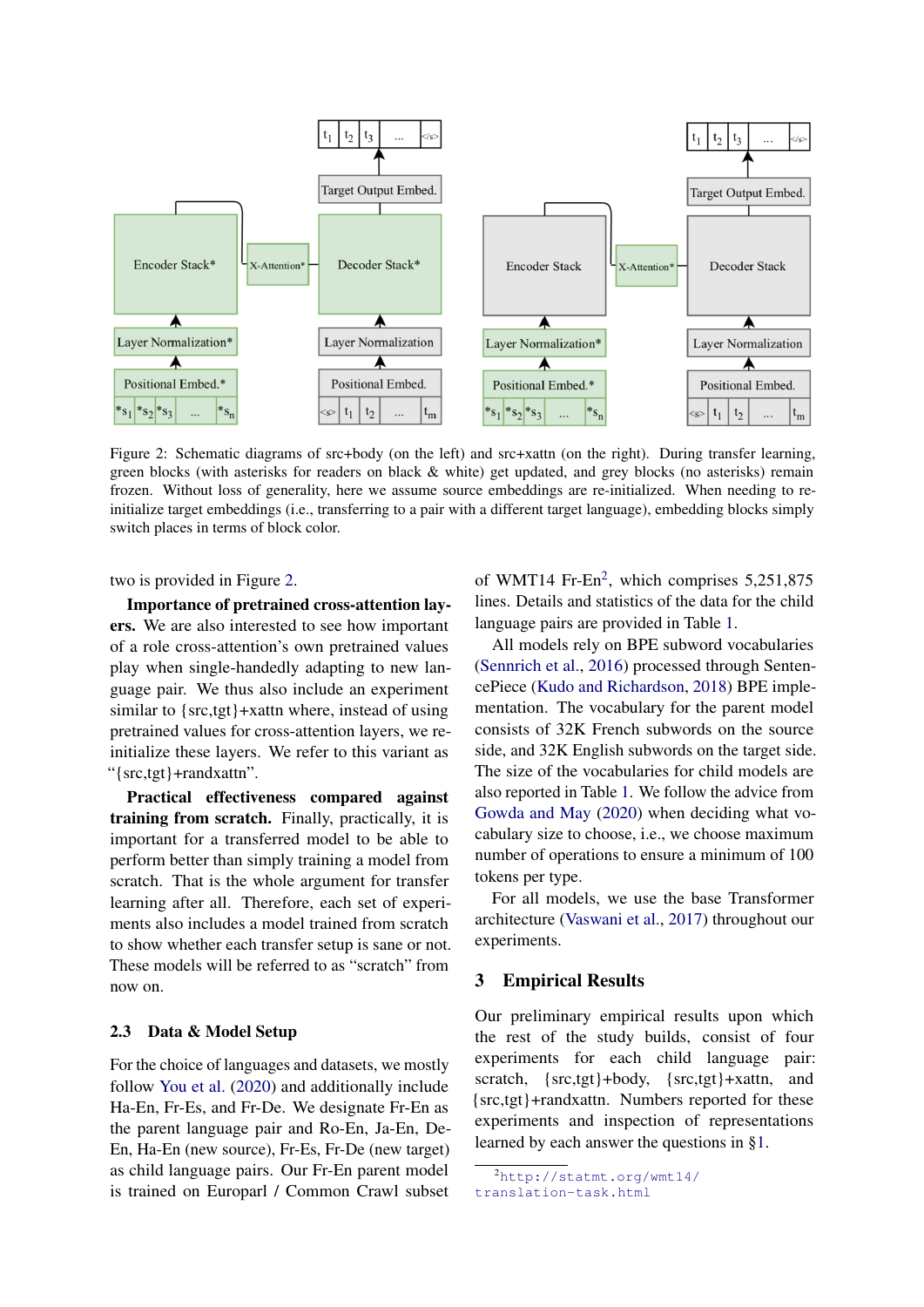Figure 2: Schematic diagrams of src+body (on the left) and src+xattn (on the right). During transfer learning, green blocks (with asterisks for readers on black & white) get updated, and grey blocks (no asterisks) remain frozen. Without loss of generality, here we assume source embeddings are re-initialized. When needing to re-initialize target embeddings (i.e., transferring to a pair with a different target language), embedding blocks simply switch places in terms of block color.

two is provided in Figure 2.

**Importance of pretrained cross-attention layers.** We are also interested to see how important of a role cross-attention's own pretrained values play when single-handedly adapting to new language pair. We thus also include an experiment similar to {src,tgt}+xattn where, instead of using pretrained values for cross-attention layers, we re-initialize these layers. We refer to this variant as "{src,tgt}+randxattn".

**Practical effectiveness compared against training from scratch.** Finally, practically, it is important for a transferred model to be able to perform better than simply training a model from scratch. That is the whole argument for transfer learning after all. Therefore, each set of experiments also includes a model trained from scratch to show whether each transfer setup is sane or not. These models will be referred to as "scratch" from now on.

### 2.3 Data & Model Setup

For the choice of languages and datasets, we mostly follow You et al. (2020) and additionally include Ha-En, Fr-Es, and Fr-De. We designate Fr-En as the parent language pair and Ro-En, Ja-En, De-En, Ha-En (new source), Fr-Es, Fr-De (new target) as child language pairs. Our Fr-En parent model is trained on Europarl / Common Crawl subset of WMT14 Fr-En[2], which comprises 5,251,875 lines. Details and statistics of the data for the child language pairs are provided in Table 1.

All models rely on BPE subword vocabularies (Sennrich et al., 2016) processed through SentencePiece (Kudo and Richardson, 2018) BPE implementation. The vocabulary for the parent model consists of 32K French subwords on the source side, and 32K English subwords on the target side. The size of the vocabularies for child models are also reported in Table 1. We follow the advice from Gowda and May (2020) when deciding what vocabulary size to choose, i.e., we choose maximum number of operations to ensure a minimum of 100 tokens per type.

For all models, we use the base Transformer architecture (Vaswani et al., 2017) throughout our experiments.

## 3 Empirical Results

Our preliminary empirical results upon which the rest of the study builds, consist of four experiments for each child language pair: scratch, {src,tgt}+body, {src,tgt}+xattn, and {src,tgt}+randxattn. Numbers reported for these experiments and inspection of representations learned by each answer the questions in §1.

[2] http://statmt.org/wmt14/translation-task.html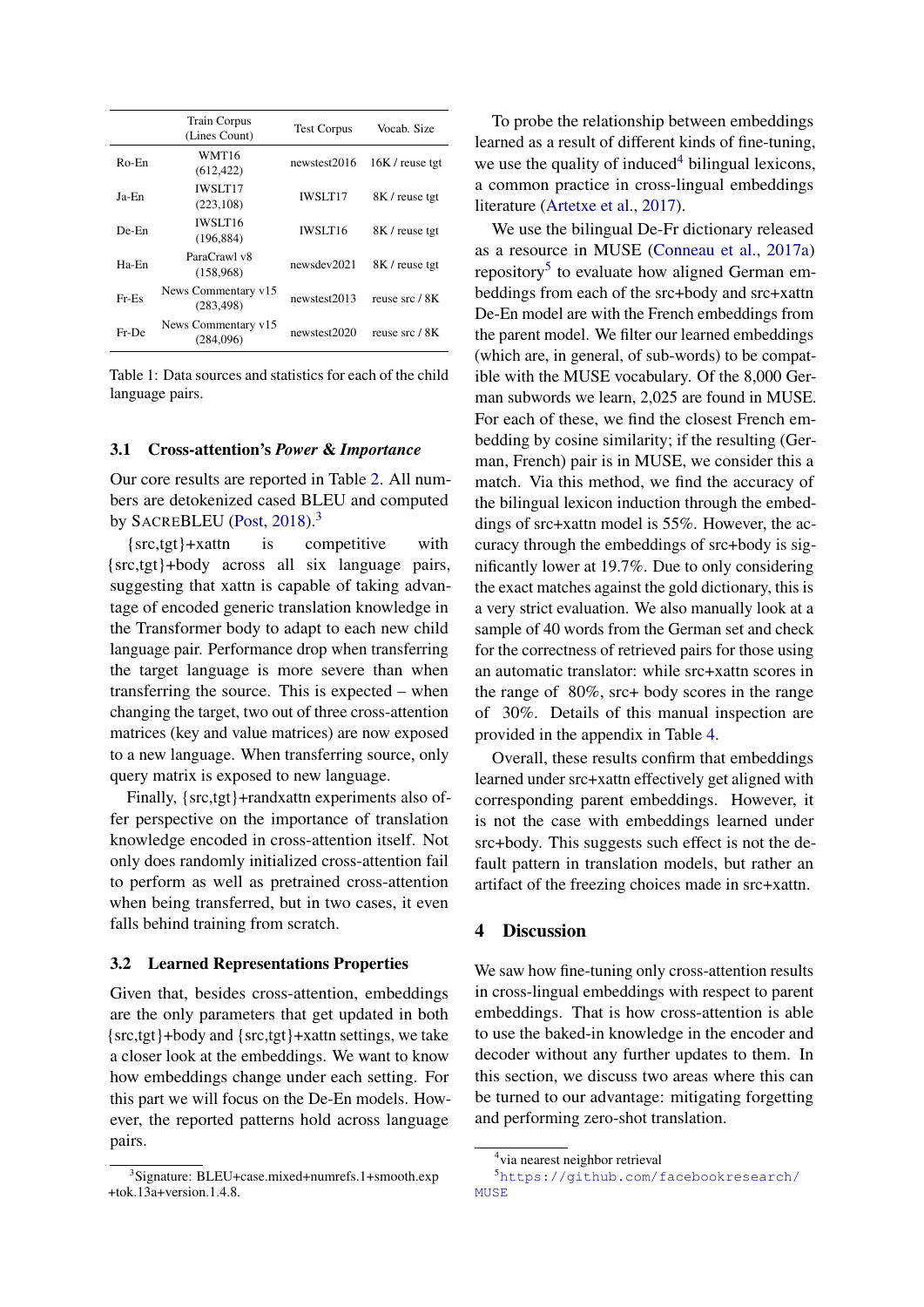|  | Train Corpus (Lines Count) | Test Corpus | Vocab. Size |
| --- | --- | --- | --- |
| Ro-En | WMT16 (612,422) | newstest2016 | 16K / reuse tgt |
| Ja-En | IWSLT17 (223,108) | IWSLT17 | 8K / reuse tgt |
| De-En | IWSLT16 (196,884) | IWSLT16 | 8K / reuse tgt |
| Ha-En | ParaCrawl v8 (158,968) | newsdev2021 | 8K / reuse tgt |
| Fr-Es | News Commentary v15 (283,498) | newstest2013 | reuse src / 8K |
| Fr-De | News Commentary v15 (284,096) | newstest2020 | reuse src / 8K |

Table 1: Data sources and statistics for each of the child language pairs.

### 3.1 Cross-attention's *Power* & *Importance*

Our core results are reported in Table 2. All numbers are detokenized cased BLEU and computed by SacreBLEU (Post, 2018).[3]

{src,tgt}+xattn is competitive with {src,tgt}+body across all six language pairs, suggesting that xattn is capable of taking advantage of encoded generic translation knowledge in the Transformer body to adapt to each new child language pair. Performance drop when transferring the target language is more severe than when transferring the source. This is expected – when changing the target, two out of three cross-attention matrices (key and value matrices) are now exposed to a new language. When transferring source, only query matrix is exposed to new language.

Finally, {src,tgt}+randxattn experiments also offer perspective on the importance of translation knowledge encoded in cross-attention itself. Not only does randomly initialized cross-attention fail to perform as well as pretrained cross-attention when being transferred, but in two cases, it even falls behind training from scratch.

### 3.2 Learned Representations Properties

Given that, besides cross-attention, embeddings are the only parameters that get updated in both {src,tgt}+body and {src,tgt}+xattn settings, we take a closer look at the embeddings. We want to know how embeddings change under each setting. For this part we will focus on the De-En models. However, the reported patterns hold across language pairs.

To probe the relationship between embeddings learned as a result of different kinds of fine-tuning, we use the quality of induced[4] bilingual lexicons, a common practice in cross-lingual embeddings literature (Artetxe et al., 2017).

We use the bilingual De-Fr dictionary released as a resource in MUSE (Conneau et al., 2017a) repository[5] to evaluate how aligned German embeddings from each of the src+body and src+xattn De-En model are with the French embeddings from the parent model. We filter our learned embeddings (which are, in general, of sub-words) to be compatible with the MUSE vocabulary. Of the 8,000 German subwords we learn, 2,025 are found in MUSE. For each of these, we find the closest French embedding by cosine similarity; if the resulting (German, French) pair is in MUSE, we consider this a match. Via this method, we find the accuracy of the bilingual lexicon induction through the embeddings of src+xattn model is 55%. However, the accuracy through the embeddings of src+body is significantly lower at 19.7%. Due to only considering the exact matches against the gold dictionary, this is a very strict evaluation. We also manually look at a sample of 40 words from the German set and check for the correctness of retrieved pairs for those using an automatic translator: while src+xattn scores in the range of 80%, src+ body scores in the range of 30%. Details of this manual inspection are provided in the appendix in Table 4.

Overall, these results confirm that embeddings learned under src+xattn effectively get aligned with corresponding parent embeddings. However, it is not the case with embeddings learned under src+body. This suggests such effect is not the default pattern in translation models, but rather an artifact of the freezing choices made in src+xattn.

## 4 Discussion

We saw how fine-tuning only cross-attention results in cross-lingual embeddings with respect to parent embeddings. That is how cross-attention is able to use the baked-in knowledge in the encoder and decoder without any further updates to them. In this section, we discuss two areas where this can be turned to our advantage: mitigating forgetting and performing zero-shot translation.

[3] Signature: BLEU+case.mixed+numrefs.1+smooth.exp+tok.13a+version.1.4.8.

[4] via nearest neighbor retrieval

[5] https://github.com/facebookresearch/MUSE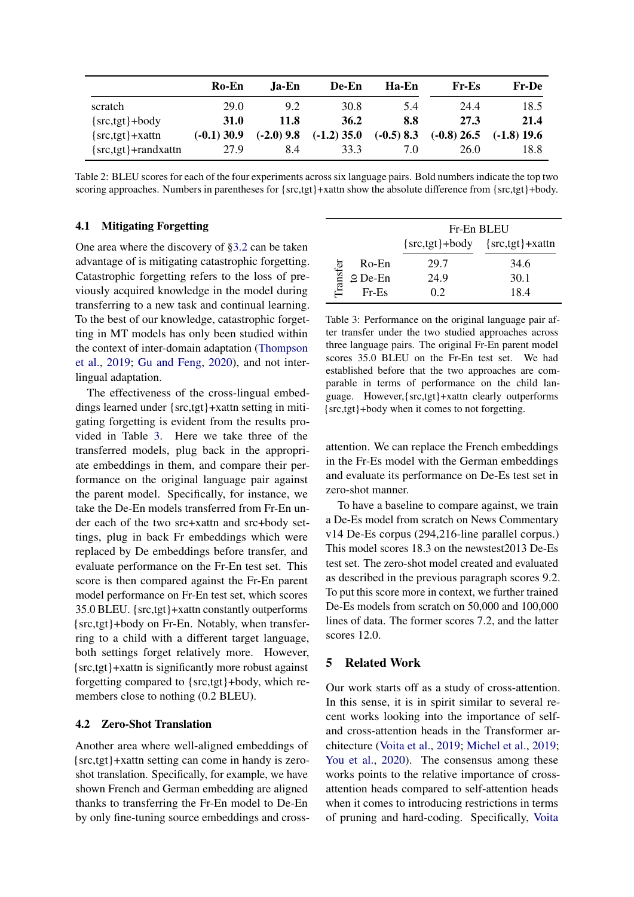|  | Ro-En | Ja-En | De-En | Ha-En | Fr-Es | Fr-De |
|---|---|---|---|---|---|---|
| scratch | 29.0 | 9.2 | 30.8 | 5.4 | 24.4 | 18.5 |
| {src,tgt}+body | **31.0** | **11.8** | **36.2** | **8.8** | **27.3** | **21.4** |
| {src,tgt}+xattn | **(-0.1) 30.9** | **(-2.0) 9.8** | **(-1.2) 35.0** | **(-0.5) 8.3** | **(-0.8) 26.5** | **(-1.8) 19.6** |
| {src,tgt}+randxattn | 27.9 | 8.4 | 33.3 | 7.0 | 26.0 | 18.8 |

Table 2: BLEU scores for each of the four experiments across six language pairs. Bold numbers indicate the top two scoring approaches. Numbers in parentheses for {src,tgt}+xattn show the absolute difference from {src,tgt}+body.

### 4.1 Mitigating Forgetting

One area where the discovery of §3.2 can be taken advantage of is mitigating catastrophic forgetting. Catastrophic forgetting refers to the loss of previously acquired knowledge in the model during transferring to a new task and continual learning. To the best of our knowledge, catastrophic forgetting in MT models has only been studied within the context of inter-domain adaptation (Thompson et al., 2019; Gu and Feng, 2020), and not inter-lingual adaptation.

The effectiveness of the cross-lingual embeddings learned under {src,tgt}+xattn setting in mitigating forgetting is evident from the results provided in Table 3. Here we take three of the transferred models, plug back in the appropriate embeddings in them, and compare their performance on the original language pair against the parent model. Specifically, for instance, we take the De-En models transferred from Fr-En under each of the two src+xattn and src+body settings, plug in back Fr embeddings which were replaced by De embeddings before transfer, and evaluate performance on the Fr-En test set. This score is then compared against the Fr-En parent model performance on Fr-En test set, which scores 35.0 BLEU. {src,tgt}+xattn constantly outperforms {src,tgt}+body on Fr-En. Notably, when transferring to a child with a different target language, both settings forget relatively more. However, {src,tgt}+xattn is significantly more robust against forgetting compared to {src,tgt}+body, which remembers close to nothing (0.2 BLEU).

|  |  | Fr-En BLEU |  |
|---|---|---|---|
|  |  | {src,tgt}+body | {src,tgt}+xattn |
| Transfer to | Ro-En | 29.7 | 34.6 |
|  | De-En | 24.9 | 30.1 |
|  | Fr-Es | 0.2 | 18.4 |

Table 3: Performance on the original language pair after transfer under the two studied approaches across three language pairs. The original Fr-En parent model scores 35.0 BLEU on the Fr-En test set. We had established before that the two approaches are comparable in terms of performance on the child language. However,{src,tgt}+xattn clearly outperforms {src,tgt}+body when it comes to not forgetting.

### 4.2 Zero-Shot Translation

Another area where well-aligned embeddings of {src,tgt}+xattn setting can come in handy is zero-shot translation. Specifically, for example, we have shown French and German embedding are aligned thanks to transferring the Fr-En model to De-En by only fine-tuning source embeddings and cross-attention. We can replace the French embeddings in the Fr-Es model with the German embeddings and evaluate its performance on De-Es test set in zero-shot manner.

To have a baseline to compare against, we train a De-Es model from scratch on News Commentary v14 De-Es corpus (294,216-line parallel corpus.) This model scores 18.3 on the newstest2013 De-Es test set. The zero-shot model created and evaluated as described in the previous paragraph scores 9.2. To put this score more in context, we further trained De-Es models from scratch on 50,000 and 100,000 lines of data. The former scores 7.2, and the latter scores 12.0.

## 5 Related Work

Our work starts off as a study of cross-attention. In this sense, it is in spirit similar to several recent works looking into the importance of self- and cross-attention heads in the Transformer architecture (Voita et al., 2019; Michel et al., 2019; You et al., 2020). The consensus among these works points to the relative importance of cross-attention heads compared to self-attention heads when it comes to introducing restrictions in terms of pruning and hard-coding. Specifically, Voita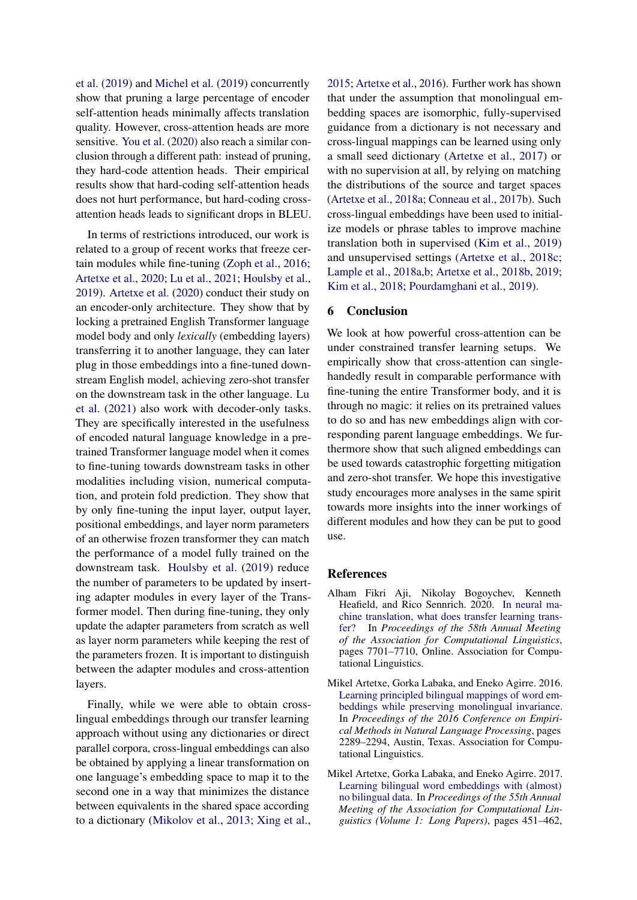et al. (2019) and Michel et al. (2019) concurrently show that pruning a large percentage of encoder self-attention heads minimally affects translation quality. However, cross-attention heads are more sensitive. You et al. (2020) also reach a similar conclusion through a different path: instead of pruning, they hard-code attention heads. Their empirical results show that hard-coding self-attention heads does not hurt performance, but hard-coding cross-attention heads leads to significant drops in BLEU.

In terms of restrictions introduced, our work is related to a group of recent works that freeze certain modules while fine-tuning (Zoph et al., 2016; Artetxe et al., 2020; Lu et al., 2021; Houlsby et al., 2019). Artetxe et al. (2020) conduct their study on an encoder-only architecture. They show that by locking a pretrained English Transformer language model body and only *lexically* (embedding layers) transferring it to another language, they can later plug in those embeddings into a fine-tuned downstream English model, achieving zero-shot transfer on the downstream task in the other language. Lu et al. (2021) also work with decoder-only tasks. They are specifically interested in the usefulness of encoded natural language knowledge in a pretrained Transformer language model when it comes to fine-tuning towards downstream tasks in other modalities including vision, numerical computation, and protein fold prediction. They show that by only fine-tuning the input layer, output layer, positional embeddings, and layer norm parameters of an otherwise frozen transformer they can match the performance of a model fully trained on the downstream task. Houlsby et al. (2019) reduce the number of parameters to be updated by inserting adapter modules in every layer of the Transformer model. Then during fine-tuning, they only update the adapter parameters from scratch as well as layer norm parameters while keeping the rest of the parameters frozen. It is important to distinguish between the adapter modules and cross-attention layers.

Finally, while we were able to obtain cross-lingual embeddings through our transfer learning approach without using any dictionaries or direct parallel corpora, cross-lingual embeddings can also be obtained by applying a linear transformation on one language's embedding space to map it to the second one in a way that minimizes the distance between equivalents in the shared space according to a dictionary (Mikolov et al., 2013; Xing et al., 2015; Artetxe et al., 2016). Further work has shown that under the assumption that monolingual embedding spaces are isomorphic, fully-supervised guidance from a dictionary is not necessary and cross-lingual mappings can be learned using only a small seed dictionary (Artetxe et al., 2017) or with no supervision at all, by relying on matching the distributions of the source and target spaces (Artetxe et al., 2018a; Conneau et al., 2017b). Such cross-lingual embeddings have been used to initialize models or phrase tables to improve machine translation both in supervised (Kim et al., 2019) and unsupervised settings (Artetxe et al., 2018c; Lample et al., 2018a,b; Artetxe et al., 2018b, 2019; Kim et al., 2018; Pourdamghani et al., 2019).

## 6 Conclusion

We look at how powerful cross-attention can be under constrained transfer learning setups. We empirically show that cross-attention can single-handedly result in comparable performance with fine-tuning the entire Transformer body, and it is through no magic: it relies on its pretrained values to do so and has new embeddings align with corresponding parent language embeddings. We furthermore show that such aligned embeddings can be used towards catastrophic forgetting mitigation and zero-shot transfer. We hope this investigative study encourages more analyses in the same spirit towards more insights into the inner workings of different modules and how they can be put to good use.

## References

Alham Fikri Aji, Nikolay Bogoychev, Kenneth Heafield, and Rico Sennrich. 2020. In neural machine translation, what does transfer learning transfer? In *Proceedings of the 58th Annual Meeting of the Association for Computational Linguistics*, pages 7701–7710, Online. Association for Computational Linguistics.

Mikel Artetxe, Gorka Labaka, and Eneko Agirre. 2016. Learning principled bilingual mappings of word embeddings while preserving monolingual invariance. In *Proceedings of the 2016 Conference on Empirical Methods in Natural Language Processing*, pages 2289–2294, Austin, Texas. Association for Computational Linguistics.

Mikel Artetxe, Gorka Labaka, and Eneko Agirre. 2017. Learning bilingual word embeddings with (almost) no bilingual data. In *Proceedings of the 55th Annual Meeting of the Association for Computational Linguistics (Volume 1: Long Papers)*, pages 451–462,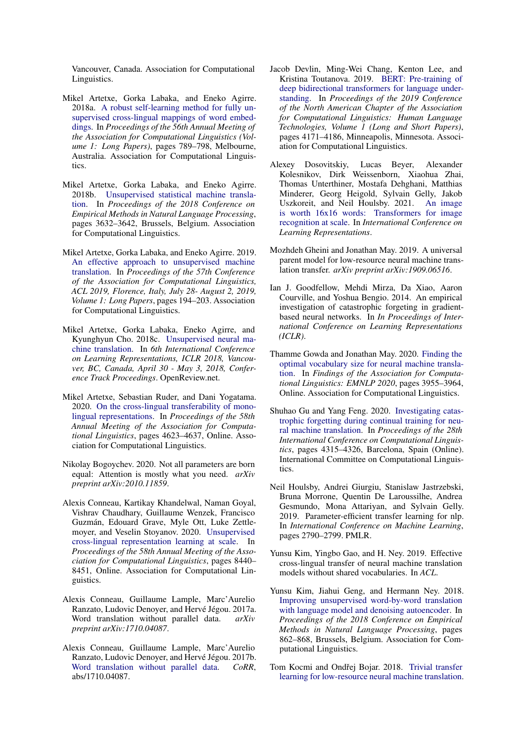Vancouver, Canada. Association for Computational Linguistics.

Mikel Artetxe, Gorka Labaka, and Eneko Agirre. 2018a. A robust self-learning method for fully unsupervised cross-lingual mappings of word embeddings. In *Proceedings of the 56th Annual Meeting of the Association for Computational Linguistics (Volume 1: Long Papers)*, pages 789–798, Melbourne, Australia. Association for Computational Linguistics.

Mikel Artetxe, Gorka Labaka, and Eneko Agirre. 2018b. Unsupervised statistical machine translation. In *Proceedings of the 2018 Conference on Empirical Methods in Natural Language Processing*, pages 3632–3642, Brussels, Belgium. Association for Computational Linguistics.

Mikel Artetxe, Gorka Labaka, and Eneko Agirre. 2019. An effective approach to unsupervised machine translation. In *Proceedings of the 57th Conference of the Association for Computational Linguistics, ACL 2019, Florence, Italy, July 28- August 2, 2019, Volume 1: Long Papers*, pages 194–203. Association for Computational Linguistics.

Mikel Artetxe, Gorka Labaka, Eneko Agirre, and Kyunghyun Cho. 2018c. Unsupervised neural machine translation. In *6th International Conference on Learning Representations, ICLR 2018, Vancouver, BC, Canada, April 30 - May 3, 2018, Conference Track Proceedings*. OpenReview.net.

Mikel Artetxe, Sebastian Ruder, and Dani Yogatama. 2020. On the cross-lingual transferability of monolingual representations. In *Proceedings of the 58th Annual Meeting of the Association for Computational Linguistics*, pages 4623–4637, Online. Association for Computational Linguistics.

Nikolay Bogoychev. 2020. Not all parameters are born equal: Attention is mostly what you need. *arXiv preprint arXiv:2010.11859*.

Alexis Conneau, Kartikay Khandelwal, Naman Goyal, Vishrav Chaudhary, Guillaume Wenzek, Francisco Guzmán, Edouard Grave, Myle Ott, Luke Zettlemoyer, and Veselin Stoyanov. 2020. Unsupervised cross-lingual representation learning at scale. In *Proceedings of the 58th Annual Meeting of the Association for Computational Linguistics*, pages 8440–8451, Online. Association for Computational Linguistics.

Alexis Conneau, Guillaume Lample, Marc'Aurelio Ranzato, Ludovic Denoyer, and Hervé Jégou. 2017a. Word translation without parallel data. *arXiv preprint arXiv:1710.04087*.

Alexis Conneau, Guillaume Lample, Marc'Aurelio Ranzato, Ludovic Denoyer, and Hervé Jégou. 2017b. Word translation without parallel data. *CoRR*, abs/1710.04087.

Jacob Devlin, Ming-Wei Chang, Kenton Lee, and Kristina Toutanova. 2019. BERT: Pre-training of deep bidirectional transformers for language understanding. In *Proceedings of the 2019 Conference of the North American Chapter of the Association for Computational Linguistics: Human Language Technologies, Volume 1 (Long and Short Papers)*, pages 4171–4186, Minneapolis, Minnesota. Association for Computational Linguistics.

Alexey Dosovitskiy, Lucas Beyer, Alexander Kolesnikov, Dirk Weissenborn, Xiaohua Zhai, Thomas Unterthiner, Mostafa Dehghani, Matthias Minderer, Georg Heigold, Sylvain Gelly, Jakob Uszkoreit, and Neil Houlsby. 2021. An image is worth 16x16 words: Transformers for image recognition at scale. In *International Conference on Learning Representations*.

Mozhdeh Gheini and Jonathan May. 2019. A universal parent model for low-resource neural machine translation transfer. *arXiv preprint arXiv:1909.06516*.

Ian J. Goodfellow, Mehdi Mirza, Da Xiao, Aaron Courville, and Yoshua Bengio. 2014. An empirical investigation of catastrophic forgeting in gradient-based neural networks. In *In Proceedings of International Conference on Learning Representations (ICLR)*.

Thamme Gowda and Jonathan May. 2020. Finding the optimal vocabulary size for neural machine translation. In *Findings of the Association for Computational Linguistics: EMNLP 2020*, pages 3955–3964, Online. Association for Computational Linguistics.

Shuhao Gu and Yang Feng. 2020. Investigating catastrophic forgetting during continual training for neural machine translation. In *Proceedings of the 28th International Conference on Computational Linguistics*, pages 4315–4326, Barcelona, Spain (Online). International Committee on Computational Linguistics.

Neil Houlsby, Andrei Giurgiu, Stanislaw Jastrzebski, Bruna Morrone, Quentin De Laroussilhe, Andrea Gesmundo, Mona Attariyan, and Sylvain Gelly. 2019. Parameter-efficient transfer learning for nlp. In *International Conference on Machine Learning*, pages 2790–2799. PMLR.

Yunsu Kim, Yingbo Gao, and H. Ney. 2019. Effective cross-lingual transfer of neural machine translation models without shared vocabularies. In *ACL*.

Yunsu Kim, Jiahui Geng, and Hermann Ney. 2018. Improving unsupervised word-by-word translation with language model and denoising autoencoder. In *Proceedings of the 2018 Conference on Empirical Methods in Natural Language Processing*, pages 862–868, Brussels, Belgium. Association for Computational Linguistics.

Tom Kocmi and Ondřej Bojar. 2018. Trivial transfer learning for low-resource neural machine translation.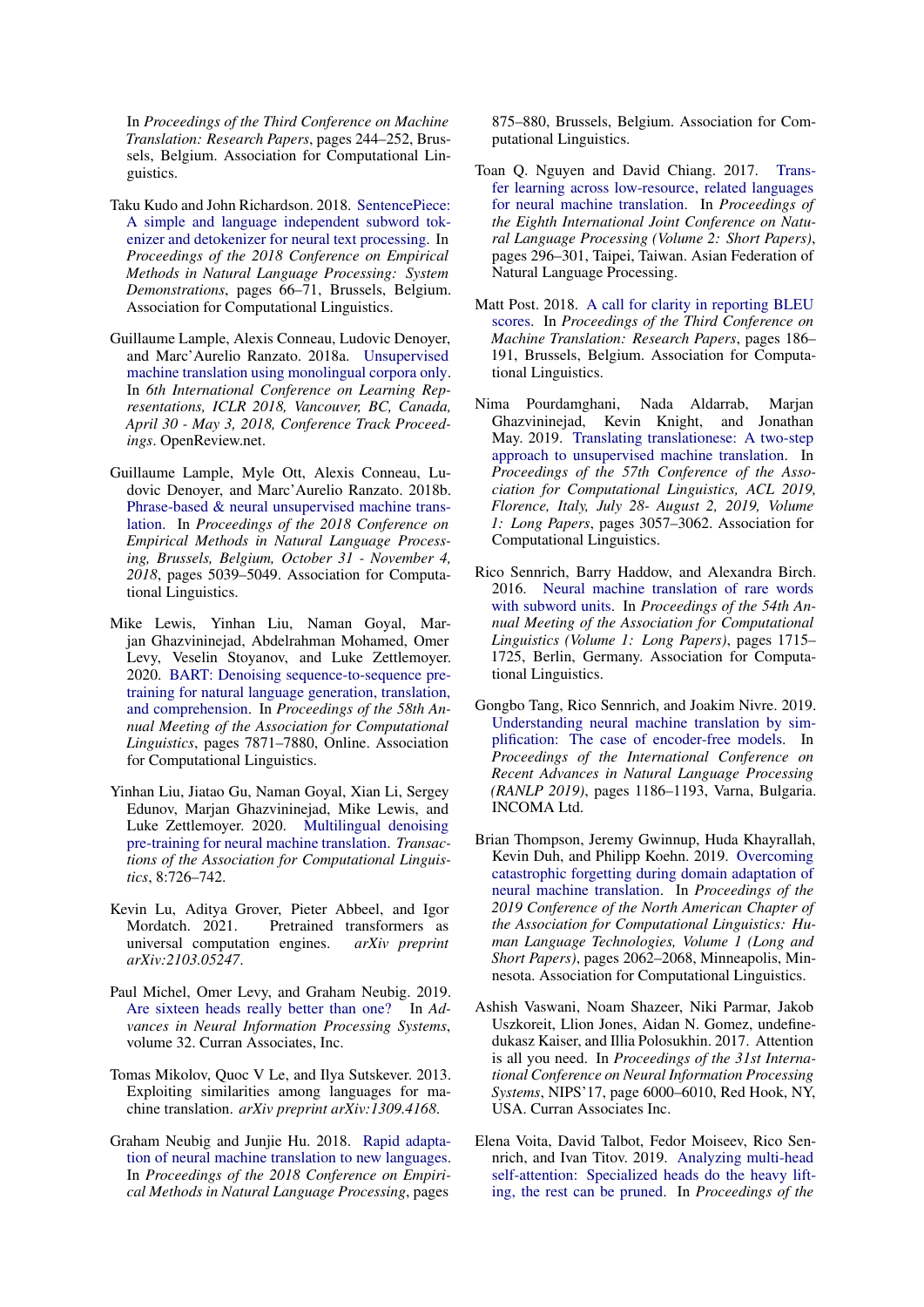In *Proceedings of the Third Conference on Machine Translation: Research Papers*, pages 244–252, Brussels, Belgium. Association for Computational Linguistics.

Taku Kudo and John Richardson. 2018. SentencePiece: A simple and language independent subword tokenizer and detokenizer for neural text processing. In *Proceedings of the 2018 Conference on Empirical Methods in Natural Language Processing: System Demonstrations*, pages 66–71, Brussels, Belgium. Association for Computational Linguistics.

Guillaume Lample, Alexis Conneau, Ludovic Denoyer, and Marc'Aurelio Ranzato. 2018a. Unsupervised machine translation using monolingual corpora only. In *6th International Conference on Learning Representations, ICLR 2018, Vancouver, BC, Canada, April 30 - May 3, 2018, Conference Track Proceedings*. OpenReview.net.

Guillaume Lample, Myle Ott, Alexis Conneau, Ludovic Denoyer, and Marc'Aurelio Ranzato. 2018b. Phrase-based & neural unsupervised machine translation. In *Proceedings of the 2018 Conference on Empirical Methods in Natural Language Processing, Brussels, Belgium, October 31 - November 4, 2018*, pages 5039–5049. Association for Computational Linguistics.

Mike Lewis, Yinhan Liu, Naman Goyal, Marjan Ghazvininejad, Abdelrahman Mohamed, Omer Levy, Veselin Stoyanov, and Luke Zettlemoyer. 2020. BART: Denoising sequence-to-sequence pre-training for natural language generation, translation, and comprehension. In *Proceedings of the 58th Annual Meeting of the Association for Computational Linguistics*, pages 7871–7880, Online. Association for Computational Linguistics.

Yinhan Liu, Jiatao Gu, Naman Goyal, Xian Li, Sergey Edunov, Marjan Ghazvininejad, Mike Lewis, and Luke Zettlemoyer. 2020. Multilingual denoising pre-training for neural machine translation. *Transactions of the Association for Computational Linguistics*, 8:726–742.

Kevin Lu, Aditya Grover, Pieter Abbeel, and Igor Mordatch. 2021. Pretrained transformers as universal computation engines. *arXiv preprint arXiv:2103.05247*.

Paul Michel, Omer Levy, and Graham Neubig. 2019. Are sixteen heads really better than one? In *Advances in Neural Information Processing Systems*, volume 32. Curran Associates, Inc.

Tomas Mikolov, Quoc V Le, and Ilya Sutskever. 2013. Exploiting similarities among languages for machine translation. *arXiv preprint arXiv:1309.4168*.

Graham Neubig and Junjie Hu. 2018. Rapid adaptation of neural machine translation to new languages. In *Proceedings of the 2018 Conference on Empirical Methods in Natural Language Processing*, pages 875–880, Brussels, Belgium. Association for Computational Linguistics.

Toan Q. Nguyen and David Chiang. 2017. Transfer learning across low-resource, related languages for neural machine translation. In *Proceedings of the Eighth International Joint Conference on Natural Language Processing (Volume 2: Short Papers)*, pages 296–301, Taipei, Taiwan. Asian Federation of Natural Language Processing.

Matt Post. 2018. A call for clarity in reporting BLEU scores. In *Proceedings of the Third Conference on Machine Translation: Research Papers*, pages 186–191, Brussels, Belgium. Association for Computational Linguistics.

Nima Pourdamghani, Nada Aldarrab, Marjan Ghazvininejad, Kevin Knight, and Jonathan May. 2019. Translating translationese: A two-step approach to unsupervised machine translation. In *Proceedings of the 57th Conference of the Association for Computational Linguistics, ACL 2019, Florence, Italy, July 28- August 2, 2019, Volume 1: Long Papers*, pages 3057–3062. Association for Computational Linguistics.

Rico Sennrich, Barry Haddow, and Alexandra Birch. 2016. Neural machine translation of rare words with subword units. In *Proceedings of the 54th Annual Meeting of the Association for Computational Linguistics (Volume 1: Long Papers)*, pages 1715–1725, Berlin, Germany. Association for Computational Linguistics.

Gongbo Tang, Rico Sennrich, and Joakim Nivre. 2019. Understanding neural machine translation by simplification: The case of encoder-free models. In *Proceedings of the International Conference on Recent Advances in Natural Language Processing (RANLP 2019)*, pages 1186–1193, Varna, Bulgaria. INCOMA Ltd.

Brian Thompson, Jeremy Gwinnup, Huda Khayrallah, Kevin Duh, and Philipp Koehn. 2019. Overcoming catastrophic forgetting during domain adaptation of neural machine translation. In *Proceedings of the 2019 Conference of the North American Chapter of the Association for Computational Linguistics: Human Language Technologies, Volume 1 (Long and Short Papers)*, pages 2062–2068, Minneapolis, Minnesota. Association for Computational Linguistics.

Ashish Vaswani, Noam Shazeer, Niki Parmar, Jakob Uszkoreit, Llion Jones, Aidan N. Gomez, undefinedukasz Kaiser, and Illia Polosukhin. 2017. Attention is all you need. In *Proceedings of the 31st International Conference on Neural Information Processing Systems*, NIPS'17, page 6000–6010, Red Hook, NY, USA. Curran Associates Inc.

Elena Voita, David Talbot, Fedor Moiseev, Rico Sennrich, and Ivan Titov. 2019. Analyzing multi-head self-attention: Specialized heads do the heavy lifting, the rest can be pruned. In *Proceedings of the*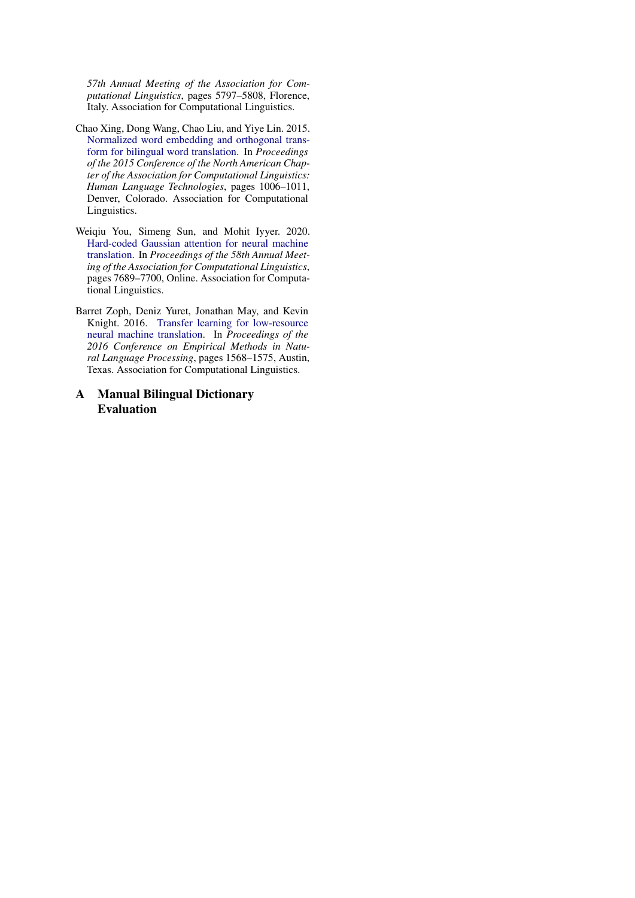*57th Annual Meeting of the Association for Computational Linguistics*, pages 5797–5808, Florence, Italy. Association for Computational Linguistics.

Chao Xing, Dong Wang, Chao Liu, and Yiye Lin. 2015. Normalized word embedding and orthogonal transform for bilingual word translation. In *Proceedings of the 2015 Conference of the North American Chapter of the Association for Computational Linguistics: Human Language Technologies*, pages 1006–1011, Denver, Colorado. Association for Computational Linguistics.

Weiqiu You, Simeng Sun, and Mohit Iyyer. 2020. Hard-coded Gaussian attention for neural machine translation. In *Proceedings of the 58th Annual Meeting of the Association for Computational Linguistics*, pages 7689–7700, Online. Association for Computational Linguistics.

Barret Zoph, Deniz Yuret, Jonathan May, and Kevin Knight. 2016. Transfer learning for low-resource neural machine translation. In *Proceedings of the 2016 Conference on Empirical Methods in Natural Language Processing*, pages 1568–1575, Austin, Texas. Association for Computational Linguistics.

## A Manual Bilingual Dictionary Evaluation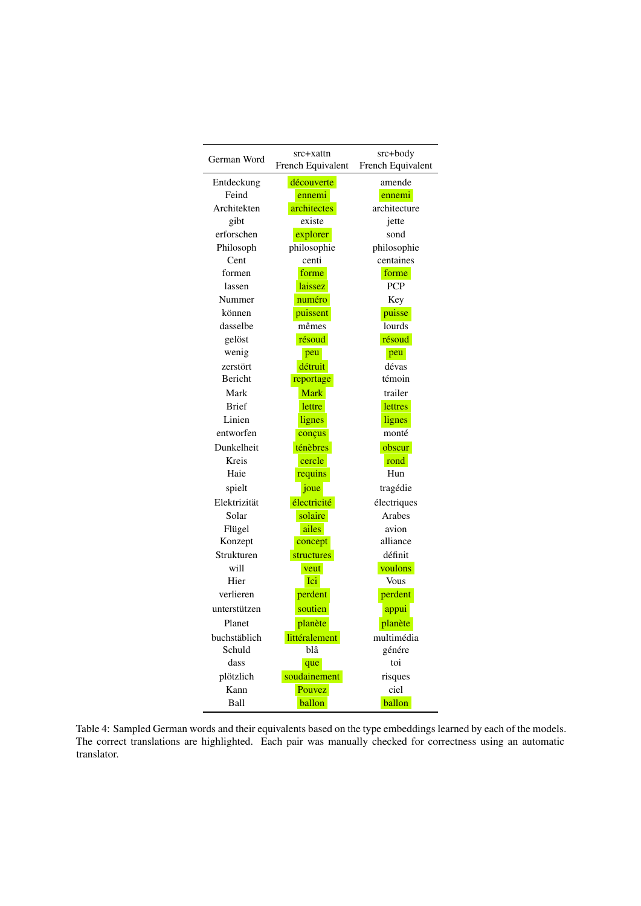| German Word | src+xattn French Equivalent | src+body French Equivalent |
|---|---|---|
| Entdeckung | découverte | amende |
| Feind | ennemi | ennemi |
| Architekten | architectes | architecture |
| gibt | existe | jette |
| erforschen | explorer | sond |
| Philosoph | philosophie | philosophie |
| Cent | centi | centaines |
| formen | forme | forme |
| lassen | laissez | PCP |
| Nummer | numéro | Key |
| können | puissent | puisse |
| dasselbe | mêmes | lourds |
| gelöst | résoud | résoud |
| wenig | peu | peu |
| zerstört | détruit | dévas |
| Bericht | reportage | témoin |
| Mark | Mark | trailer |
| Brief | lettre | lettres |
| Linien | lignes | lignes |
| entworfen | conçus | monté |
| Dunkelheit | ténèbres | obscur |
| Kreis | cercle | rond |
| Haie | requins | Hun |
| spielt | joue | tragédie |
| Elektrizität | électricité | électriques |
| Solar | solaire | Arabes |
| Flügel | ailes | avion |
| Konzept | concept | alliance |
| Strukturen | structures | définit |
| will | veut | voulons |
| Hier | Ici | Vous |
| verlieren | perdent | perdent |
| unterstützen | soutien | appui |
| Planet | planète | planète |
| buchstäblich | littéralement | multimédia |
| Schuld | blâ | génére |
| dass | que | toi |
| plötzlich | soudainement | risques |
| Kann | Pouvez | ciel |
| Ball | ballon | ballon |

Table 4: Sampled German words and their equivalents based on the type embeddings learned by each of the models. The correct translations are highlighted. Each pair was manually checked for correctness using an automatic translator.